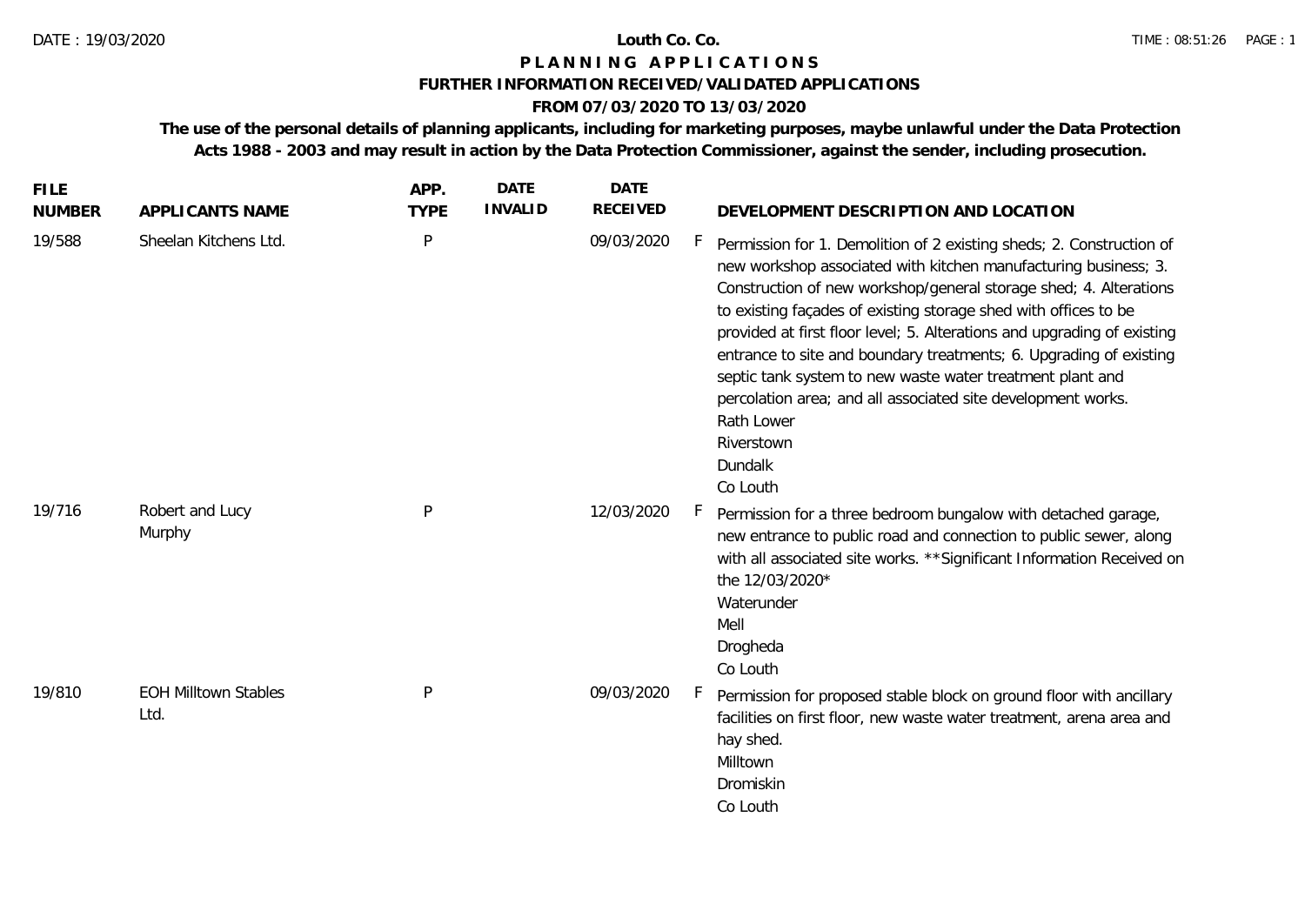# Louth Co. Co.

## PLANNING APPLICATIONS

### FURTHER INFORMATION RECEIVED/VALIDATED APPLICATIONS

### FROM 07/03/2020 TO 13/03/2020

**The use of the personal details of planning applicants, including for marketing purposes, maybe unlawful under the Data Protection Acts 1988 - 2003 and may result in action by the Data Protection Commissioner, against the sender, including prosecution.**

| FILE NUMBER | APPLICANTS NAME | APP. TYPE | DATE INVALID | DATE RECEIVED | | DEVELOPMENT DESCRIPTION AND LOCATION |
|---|---|---|---|---|---|---|
| 19/588 | Sheelan Kitchens Ltd. | P | | 09/03/2020 | F | Permission for 1. Demolition of 2 existing sheds; 2. Construction of new workshop associated with kitchen manufacturing business; 3. Construction of new workshop/general storage shed; 4. Alterations to existing façades of existing storage shed with offices to be provided at first floor level; 5. Alterations and upgrading of existing entrance to site and boundary treatments; 6. Upgrading of existing septic tank system to new waste water treatment plant and percolation area; and all associated site development works. Rath Lower Riverstown Dundalk Co Louth |
| 19/716 | Robert and Lucy Murphy | P | | 12/03/2020 | F | Permission for a three bedroom bungalow with detached garage, new entrance to public road and connection to public sewer, along with all associated site works. **Significant Information Received on the 12/03/2020* Waterunder Mell Drogheda Co Louth |
| 19/810 | EOH Milltown Stables Ltd. | P | | 09/03/2020 | F | Permission for proposed stable block on ground floor with ancillary facilities on first floor, new waste water treatment, arena area and hay shed. Milltown Dromiskin Co Louth |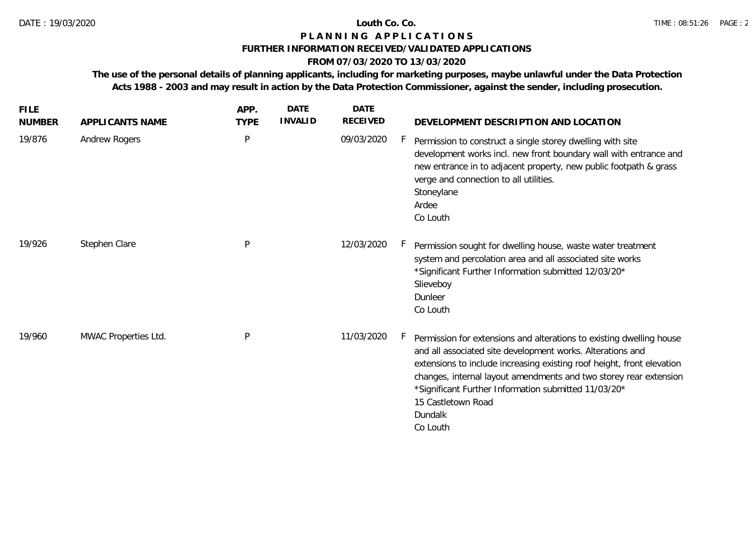**Louth Co. Co.**

**P L A N N I N G A P P L I C A T I O N S**

**FURTHER INFORMATION RECEIVED/VALIDATED APPLICATIONS**

**FROM 07/03/2020 TO 13/03/2020**

**The use of the personal details of planning applicants, including for marketing purposes, maybe unlawful under the Data Protection Acts 1988 - 2003 and may result in action by the Data Protection Commissioner, against the sender, including prosecution.**

| FILE NUMBER | APPLICANTS NAME | APP. TYPE | DATE INVALID | DATE RECEIVED | | DEVELOPMENT DESCRIPTION AND LOCATION |
|---|---|---|---|---|---|---|
| 19/876 | Andrew Rogers | P | | 09/03/2020 | F | Permission to construct a single storey dwelling with site development works incl. new front boundary wall with entrance and new entrance in to adjacent property, new public footpath & grass verge and connection to all utilities.<br>Stoneylane<br>Ardee<br>Co Louth |
| 19/926 | Stephen Clare | P | | 12/03/2020 | F | Permission sought for dwelling house, waste water treatment system and percolation area and all associated site works<br>*Significant Further Information submitted 12/03/20*<br>Slieveboy<br>Dunleer<br>Co Louth |
| 19/960 | MWAC Properties Ltd. | P | | 11/03/2020 | F | Permission for extensions and alterations to existing dwelling house and all associated site development works. Alterations and extensions to include increasing existing roof height, front elevation changes, internal layout amendments and two storey rear extension<br>*Significant Further Information submitted 11/03/20*<br>15 Castletown Road<br>Dundalk<br>Co Louth |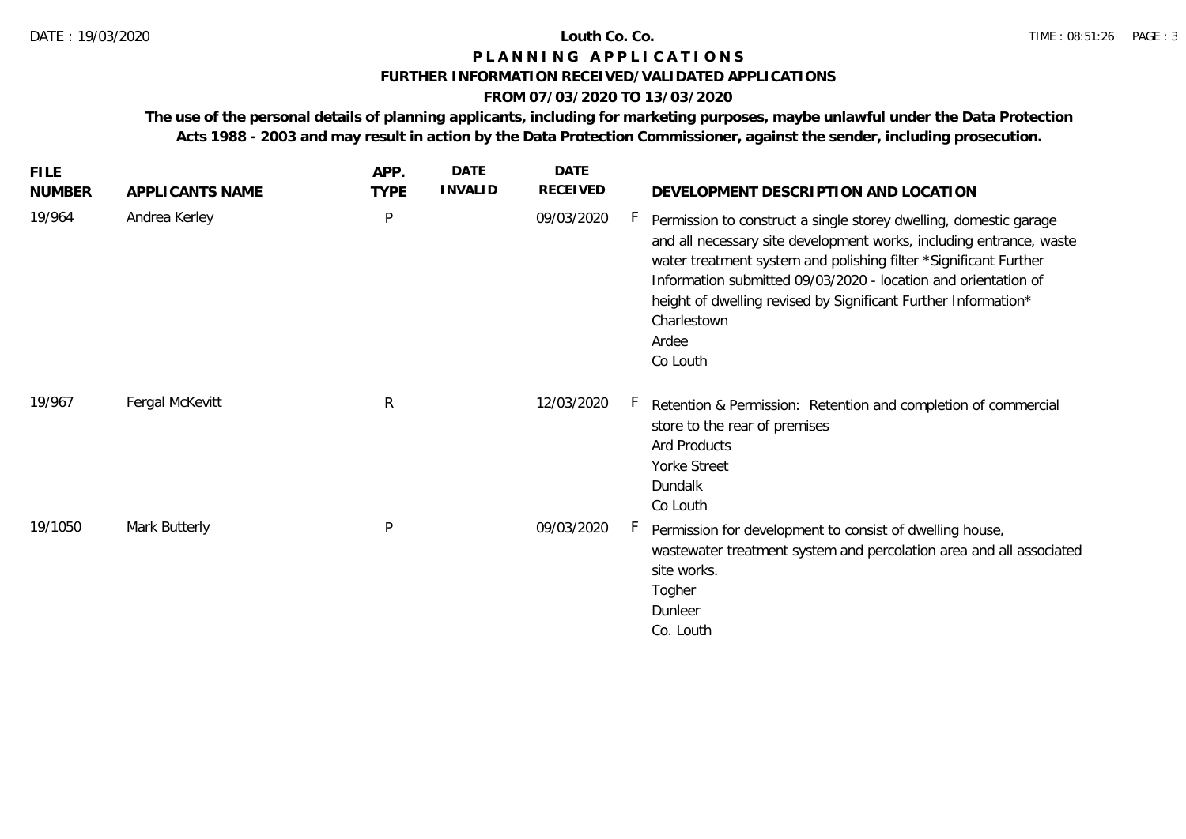# Louth Co. Co.

## P L A N N I N G   A P P L I C A T I O N S

### FURTHER INFORMATION RECEIVED/VALIDATED APPLICATIONS

### FROM 07/03/2020 TO 13/03/2020

**The use of the personal details of planning applicants, including for marketing purposes, maybe unlawful under the Data Protection Acts 1988 - 2003 and may result in action by the Data Protection Commissioner, against the sender, including prosecution.**

| FILE NUMBER | APPLICANTS NAME | APP. TYPE | DATE INVALID | DATE RECEIVED | | DEVELOPMENT DESCRIPTION AND LOCATION |
|---|---|---|---|---|---|---|
| 19/964 | Andrea Kerley | P | | 09/03/2020 | F | Permission to construct a single storey dwelling, domestic garage and all necessary site development works, including entrance, waste water treatment system and polishing filter *Significant Further Information submitted 09/03/2020 - location and orientation of height of dwelling revised by Significant Further Information* Charlestown Ardee Co Louth |
| 19/967 | Fergal McKevitt | R | | 12/03/2020 | F | Retention & Permission: Retention and completion of commercial store to the rear of premises Ard Products Yorke Street Dundalk Co Louth |
| 19/1050 | Mark Butterly | P | | 09/03/2020 | F | Permission for development to consist of dwelling house, wastewater treatment system and percolation area and all associated site works. Togher Dunleer Co. Louth |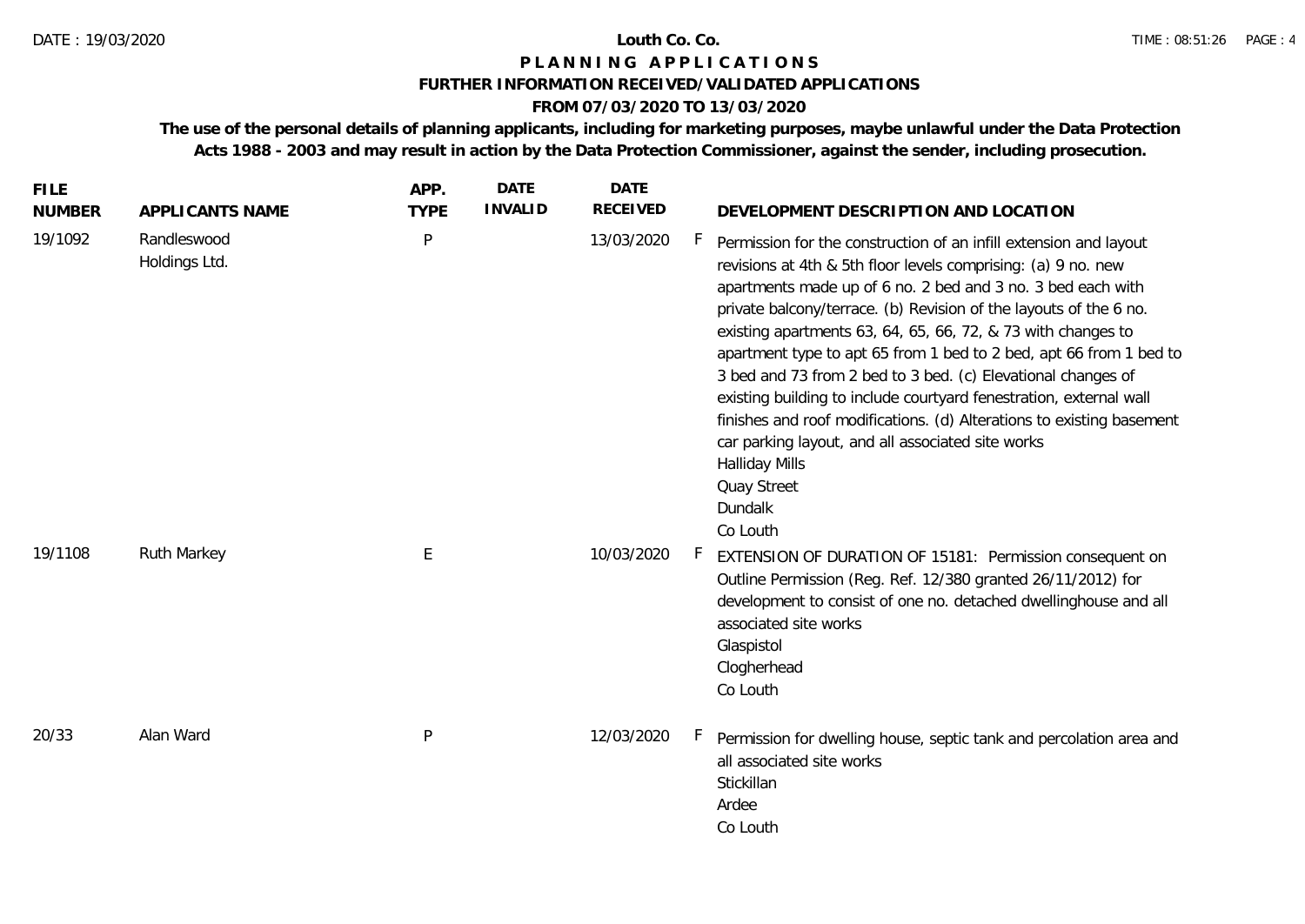**Louth Co. Co.**

**P L A N N I N G   A P P L I C A T I O N S**

**FURTHER INFORMATION RECEIVED/VALIDATED APPLICATIONS**

**FROM 07/03/2020 TO 13/03/2020**

**The use of the personal details of planning applicants, including for marketing purposes, maybe unlawful under the Data Protection Acts 1988 - 2003 and may result in action by the Data Protection Commissioner, against the sender, including prosecution.**

| FILE NUMBER | APPLICANTS NAME | APP. TYPE | DATE INVALID | DATE RECEIVED | | DEVELOPMENT DESCRIPTION AND LOCATION |
|---|---|---|---|---|---|---|
| 19/1092 | Randleswood Holdings Ltd. | P | | 13/03/2020 | F | Permission for the construction of an infill extension and layout revisions at 4th & 5th floor levels comprising: (a) 9 no. new apartments made up of 6 no. 2 bed and 3 no. 3 bed each with private balcony/terrace. (b) Revision of the layouts of the 6 no. existing apartments 63, 64, 65, 66, 72, & 73 with changes to apartment type to apt 65 from 1 bed to 2 bed, apt 66 from 1 bed to 3 bed and 73 from 2 bed to 3 bed. (c) Elevational changes of existing building to include courtyard fenestration, external wall finishes and roof modifications. (d) Alterations to existing basement car parking layout, and all associated site works Halliday Mills Quay Street Dundalk Co Louth |
| 19/1108 | Ruth Markey | E | | 10/03/2020 | F | EXTENSION OF DURATION OF 15181: Permission consequent on Outline Permission (Reg. Ref. 12/380 granted 26/11/2012) for development to consist of one no. detached dwellinghouse and all associated site works Glaspistol Clogherhead Co Louth |
| 20/33 | Alan Ward | P | | 12/03/2020 | F | Permission for dwelling house, septic tank and percolation area and all associated site works Stickillan Ardee Co Louth |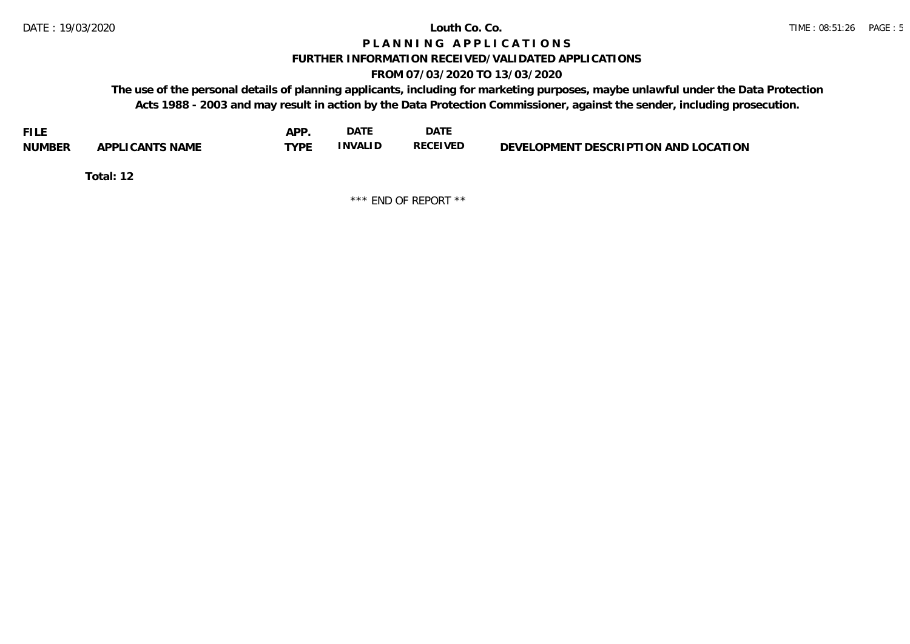**Louth Co. Co.**

# P L A N N I N G   A P P L I C A T I O N S

## FURTHER INFORMATION RECEIVED/VALIDATED APPLICATIONS

### FROM 07/03/2020 TO 13/03/2020

**The use of the personal details of planning applicants, including for marketing purposes, maybe unlawful under the Data Protection Acts 1988 - 2003 and may result in action by the Data Protection Commissioner, against the sender, including prosecution.**

| FILE NUMBER | APPLICANTS NAME | APP. TYPE | DATE INVALID | DATE RECEIVED | DEVELOPMENT DESCRIPTION AND LOCATION |
|---|---|---|---|---|---|

**Total: 12**

*** END OF REPORT **